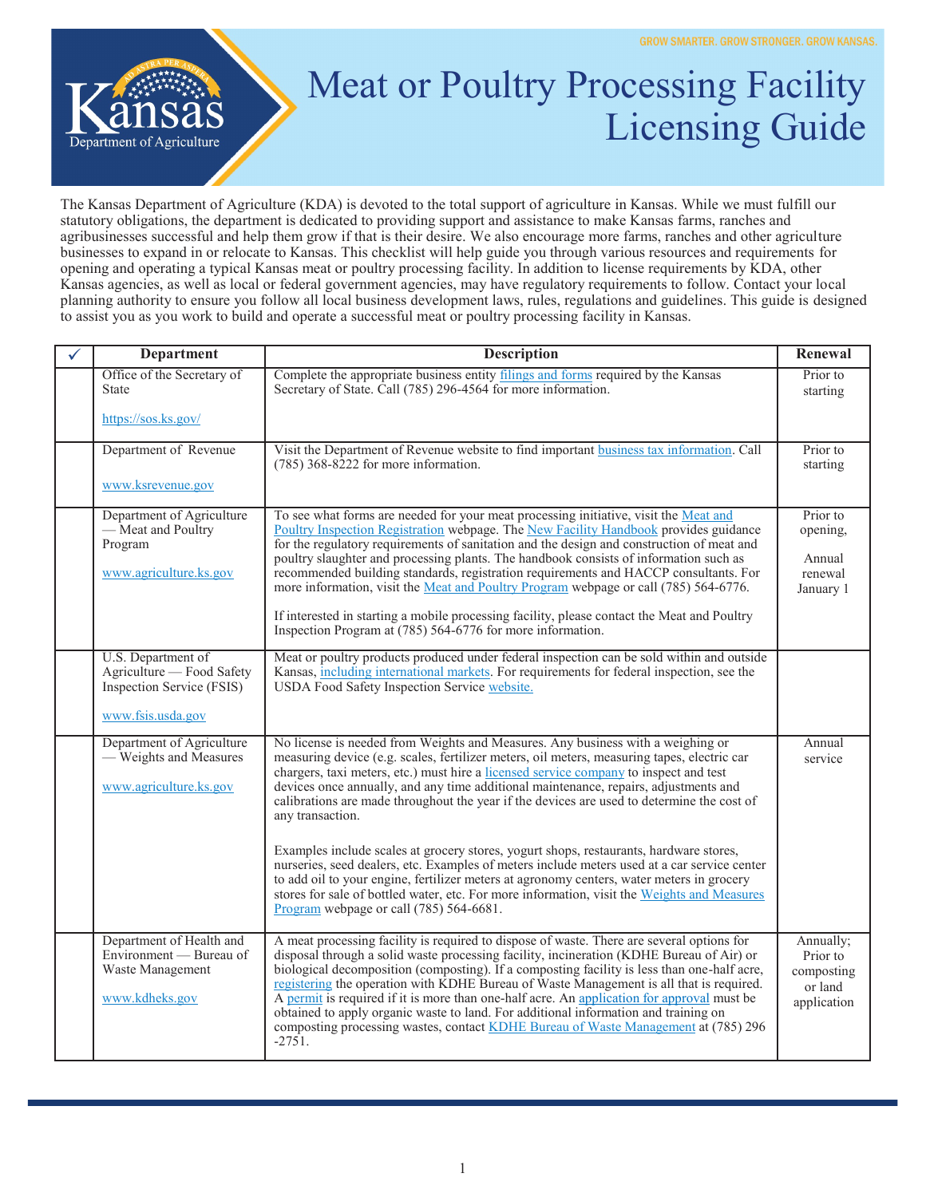GROW SMARTER. GROW STRONGER. GROW KANSAS.

Kansas Department of Agriculture

# Meat or Poultry Processing Facility Licensing Guide

The Kansas Department of Agriculture (KDA) is devoted to the total support of agriculture in Kansas. While we must fulfill our statutory obligations, the department is dedicated to providing support and assistance to make Kansas farms, ranches and agribusinesses successful and help them grow if that is their desire. We also encourage more farms, ranches and other agriculture businesses to expand in or relocate to Kansas. This checklist will help guide you through various resources and requirements for opening and operating a typical Kansas meat or poultry processing facility. In addition to license requirements by KDA, other Kansas agencies, as well as local or federal government agencies, may have regulatory requirements to follow. Contact your local planning authority to ensure you follow all local business development laws, rules, regulations and guidelines. This guide is designed to assist you as you work to build and operate a successful meat or poultry processing facility in Kansas.

| ✓ | Department | Description | Renewal |
|---|---|---|---|
| | Office of the Secretary of State<br><br>https://sos.ks.gov/ | Complete the appropriate business entity filings and forms required by the Kansas Secretary of State. Call (785) 296-4564 for more information. | Prior to starting |
| | Department of Revenue<br><br>www.ksrevenue.gov | Visit the Department of Revenue website to find important business tax information. Call (785) 368-8222 for more information. | Prior to starting |
| | Department of Agriculture — Meat and Poultry Program<br><br>www.agriculture.ks.gov | To see what forms are needed for your meat processing initiative, visit the Meat and Poultry Inspection Registration webpage. The New Facility Handbook provides guidance for the regulatory requirements of sanitation and the design and construction of meat and poultry slaughter and processing plants. The handbook consists of information such as recommended building standards, registration requirements and HACCP consultants. For more information, visit the Meat and Poultry Program webpage or call (785) 564-6776.<br><br>If interested in starting a mobile processing facility, please contact the Meat and Poultry Inspection Program at (785) 564-6776 for more information. | Prior to opening,<br><br>Annual renewal January 1 |
| | U.S. Department of Agriculture — Food Safety Inspection Service (FSIS)<br><br>www.fsis.usda.gov | Meat or poultry products produced under federal inspection can be sold within and outside Kansas, including international markets. For requirements for federal inspection, see the USDA Food Safety Inspection Service website. | |
| | Department of Agriculture — Weights and Measures<br><br>www.agriculture.ks.gov | No license is needed from Weights and Measures. Any business with a weighing or measuring device (e.g. scales, fertilizer meters, oil meters, measuring tapes, electric car chargers, taxi meters, etc.) must hire a licensed service company to inspect and test devices once annually, and any time additional maintenance, repairs, adjustments and calibrations are made throughout the year if the devices are used to determine the cost of any transaction.<br><br>Examples include scales at grocery stores, yogurt shops, restaurants, hardware stores, nurseries, seed dealers, etc. Examples of meters include meters used at a car service center to add oil to your engine, fertilizer meters at agronomy centers, water meters in grocery stores for sale of bottled water, etc. For more information, visit the Weights and Measures Program webpage or call (785) 564-6681. | Annual service |
| | Department of Health and Environment — Bureau of Waste Management<br><br>www.kdheks.gov | A meat processing facility is required to dispose of waste. There are several options for disposal through a solid waste processing facility, incineration (KDHE Bureau of Air) or biological decomposition (composting). If a composting facility is less than one-half acre, registering the operation with KDHE Bureau of Waste Management is all that is required. A permit is required if it is more than one-half acre. An application for approval must be obtained to apply organic waste to land. For additional information and training on composting processing wastes, contact KDHE Bureau of Waste Management at (785) 296 -2751. | Annually; Prior to composting or land application |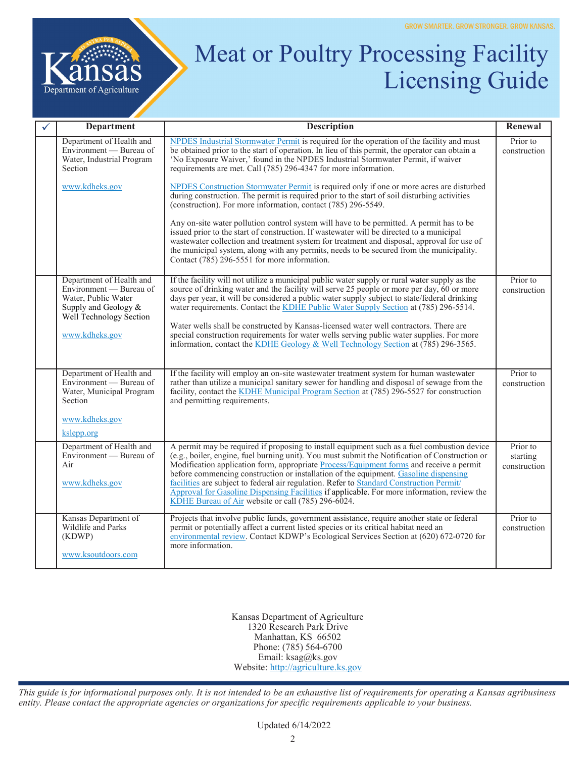# Meat or Poultry Processing Facility Licensing Guide

GROW SMARTER. GROW STRONGER. GROW KANSAS.

| ✓ | Department | Description | Renewal |
|---|---|---|---|
| | Department of Health and Environment — Bureau of Water, Industrial Program Section<br><br>www.kdheks.gov | NPDES Industrial Stormwater Permit is required for the operation of the facility and must be obtained prior to the start of operation. In lieu of this permit, the operator can obtain a 'No Exposure Waiver,' found in the NPDES Industrial Stormwater Permit, if waiver requirements are met. Call (785) 296-4347 for more information.<br><br>NPDES Construction Stormwater Permit is required only if one or more acres are disturbed during construction. The permit is required prior to the start of soil disturbing activities (construction). For more information, contact (785) 296-5549.<br><br>Any on-site water pollution control system will have to be permitted. A permit has to be issued prior to the start of construction. If wastewater will be directed to a municipal wastewater collection and treatment system for treatment and disposal, approval for use of the municipal system, along with any permits, needs to be secured from the municipality. Contact (785) 296-5551 for more information. | Prior to construction |
| | Department of Health and Environment — Bureau of Water, Public Water Supply and Geology & Well Technology Section<br><br>www.kdheks.gov | If the facility will not utilize a municipal public water supply or rural water supply as the source of drinking water and the facility will serve 25 people or more per day, 60 or more days per year, it will be considered a public water supply subject to state/federal drinking water requirements. Contact the KDHE Public Water Supply Section at (785) 296-5514.<br><br>Water wells shall be constructed by Kansas-licensed water well contractors. There are special construction requirements for water wells serving public water supplies. For more information, contact the KDHE Geology & Well Technology Section at (785) 296-3565. | Prior to construction |
| | Department of Health and Environment — Bureau of Water, Municipal Program Section<br><br>www.kdheks.gov<br><br>kslepp.org | If the facility will employ an on-site wastewater treatment system for human wastewater rather than utilize a municipal sanitary sewer for handling and disposal of sewage from the facility, contact the KDHE Municipal Program Section at (785) 296-5527 for construction and permitting requirements. | Prior to construction |
| | Department of Health and Environment — Bureau of Air<br><br>www.kdheks.gov | A permit may be required if proposing to install equipment such as a fuel combustion device (e.g., boiler, engine, fuel burning unit). You must submit the Notification of Construction or Modification application form, appropriate Process/Equipment forms and receive a permit before commencing construction or installation of the equipment. Gasoline dispensing facilities are subject to federal air regulation. Refer to Standard Construction Permit/ Approval for Gasoline Dispensing Facilities if applicable. For more information, review the KDHE Bureau of Air website or call (785) 296-6024. | Prior to starting construction |
| | Kansas Department of Wildlife and Parks (KDWP)<br><br>www.ksoutdoors.com | Projects that involve public funds, government assistance, require another state or federal permit or potentially affect a current listed species or its critical habitat need an environmental review. Contact KDWP's Ecological Services Section at (620) 672-0720 for more information. | Prior to construction |

Kansas Department of Agriculture
1320 Research Park Drive
Manhattan, KS 66502
Phone: (785) 564-6700
Email: ksag@ks.gov
Website: http://agriculture.ks.gov

*This guide is for informational purposes only. It is not intended to be an exhaustive list of requirements for operating a Kansas agribusiness entity. Please contact the appropriate agencies or organizations for specific requirements applicable to your business.*

Updated 6/14/2022